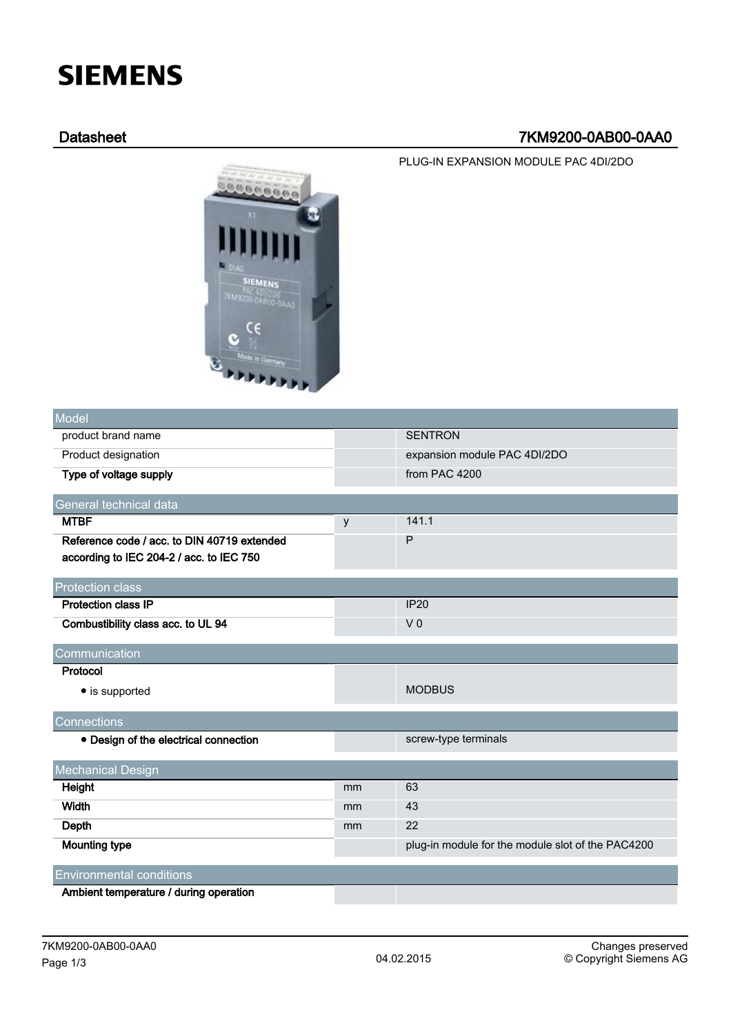# SIEMENS

## Datasheet 7KM9200-0AB00-0AA0

PLUG-IN EXPANSION MODULE PAC 4DI/2DO

| Model | | |
|---|---|---|
| product brand name | | SENTRON |
| Product designation | | expansion module PAC 4DI/2DO |
| **Type of voltage supply** | | from PAC 4200 |
| **General technical data** | | |
| **MTBF** | y | 141.1 |
| **Reference code / acc. to DIN 40719 extended according to IEC 204-2 / acc. to IEC 750** | | P |
| **Protection class** | | |
| **Protection class IP** | | IP20 |
| **Combustibility class acc. to UL 94** | | V 0 |
| **Communication** | | |
| **Protocol** | | |
| • is supported | | MODBUS |
| **Connections** | | |
| • **Design of the electrical connection** | | screw-type terminals |
| **Mechanical Design** | | |
| **Height** | mm | 63 |
| **Width** | mm | 43 |
| **Depth** | mm | 22 |
| **Mounting type** | | plug-in module for the module slot of the PAC4200 |
| **Environmental conditions** | | |
| **Ambient temperature / during operation** | | |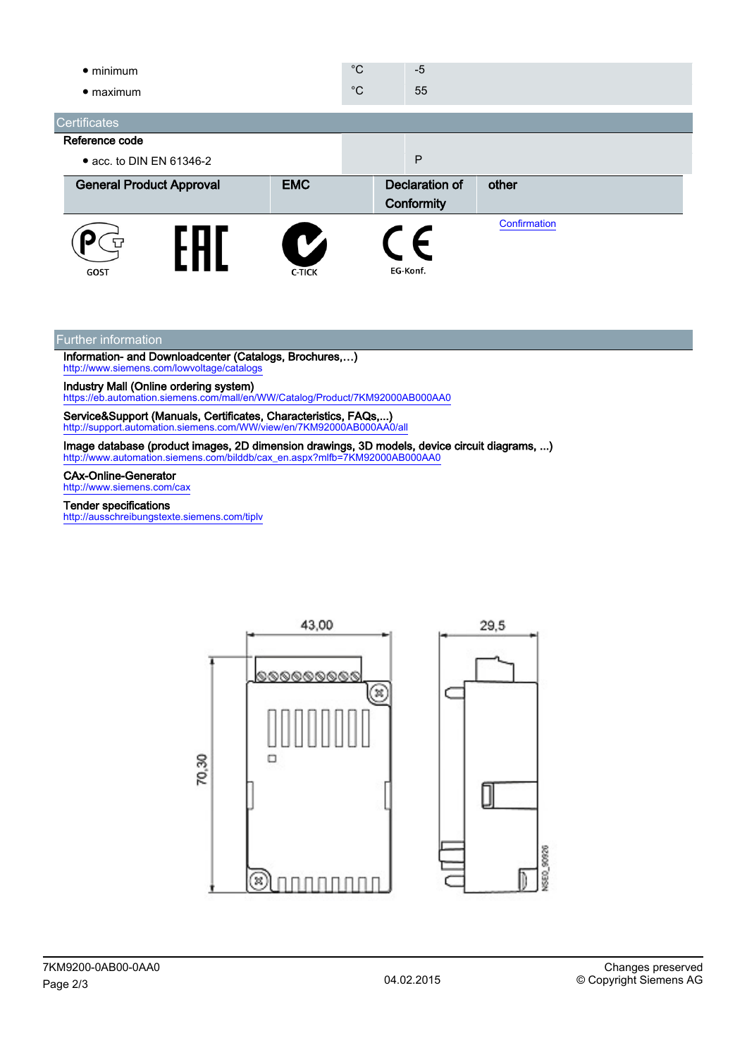| | | |
|---|---|---|
| • minimum | °C | -5 |
| • maximum | °C | 55 |

## Certificates

| | |
|---|---|
| **Reference code** | |
| • acc. to DIN EN 61346-2 | P |

| General Product Approval | | EMC | Declaration of Conformity | other |
|---|---|---|---|---|
| GOST | EAC | C-TICK | EG-Konf. | Confirmation |

## Further information

**Information- and Downloadcenter (Catalogs, Brochures,…)**
http://www.siemens.com/lowvoltage/catalogs

**Industry Mall (Online ordering system)**
https://eb.automation.siemens.com/mall/en/WW/Catalog/Product/7KM92000AB000AA0

**Service&Support (Manuals, Certificates, Characteristics, FAQs,...)**
http://support.automation.siemens.com/WW/view/en/7KM92000AB000AA0/all

**Image database (product images, 2D dimension drawings, 3D models, device circuit diagrams, ...)**
http://www.automation.siemens.com/bilddb/cax_en.aspx?mlfb=7KM92000AB000AA0

**CAx-Online-Generator**
http://www.siemens.com/cax

**Tender specifications**
http://ausschreibungstexte.siemens.com/tiplv

43,00 | 29,5 | 70,30 | NSE0_00926

7KM9200-0AB00-0AA0 | 04.02.2015 | Changes preserved © Copyright Siemens AG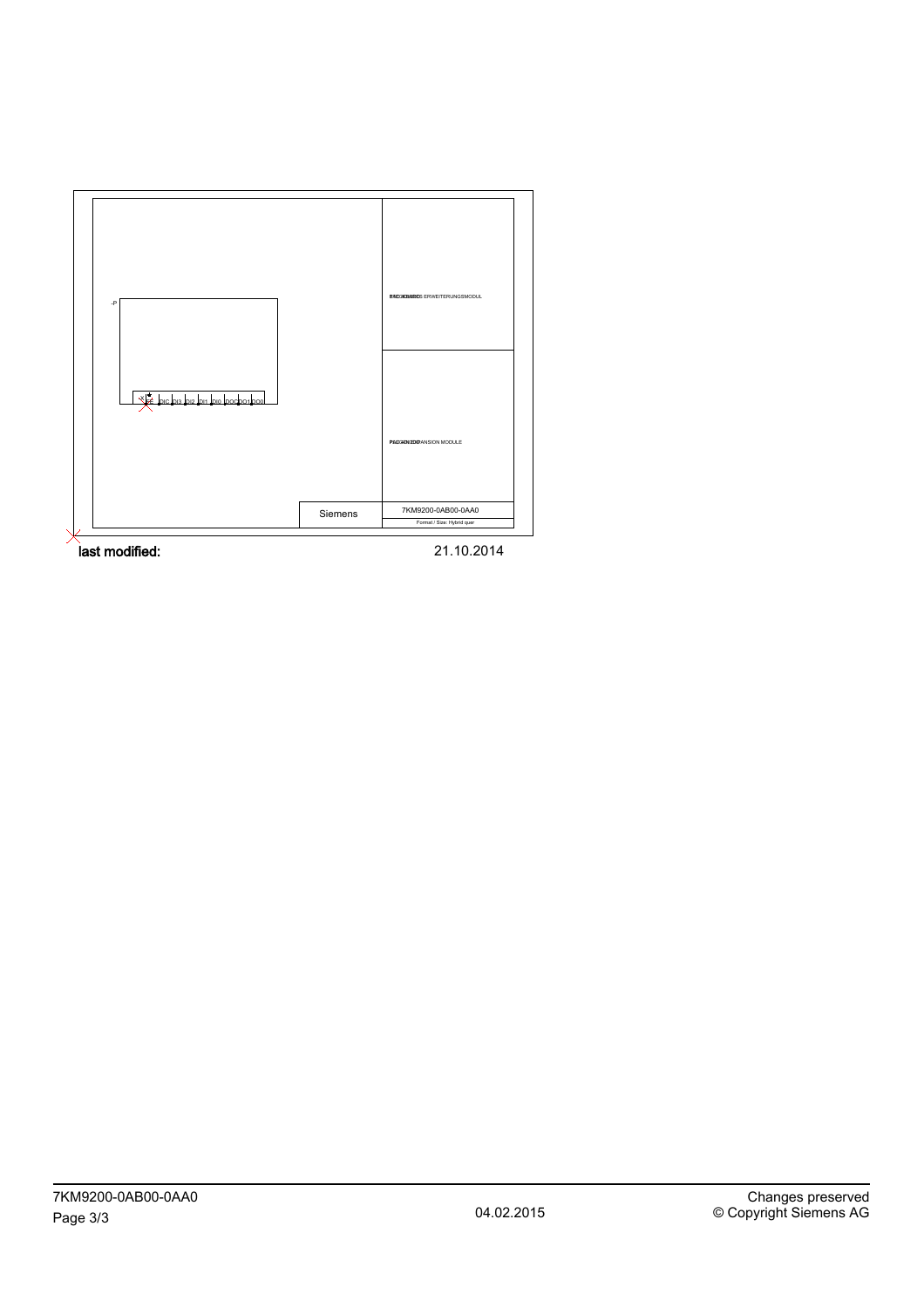-P

DIC DI3 DI2 DI1 DI0 DOC DO1 DO0

PAC3200 DIGITALES ERWEITERUNGSMODUL

PAC3200 EXPANSION MODULE

Siemens

7KM9200-0AB00-0AA0

Format / Size: Hybrid quer

**last modified:** 21.10.2014

7KM9200-0AB00-0AA0

04.02.2015

Changes preserved
© Copyright Siemens AG